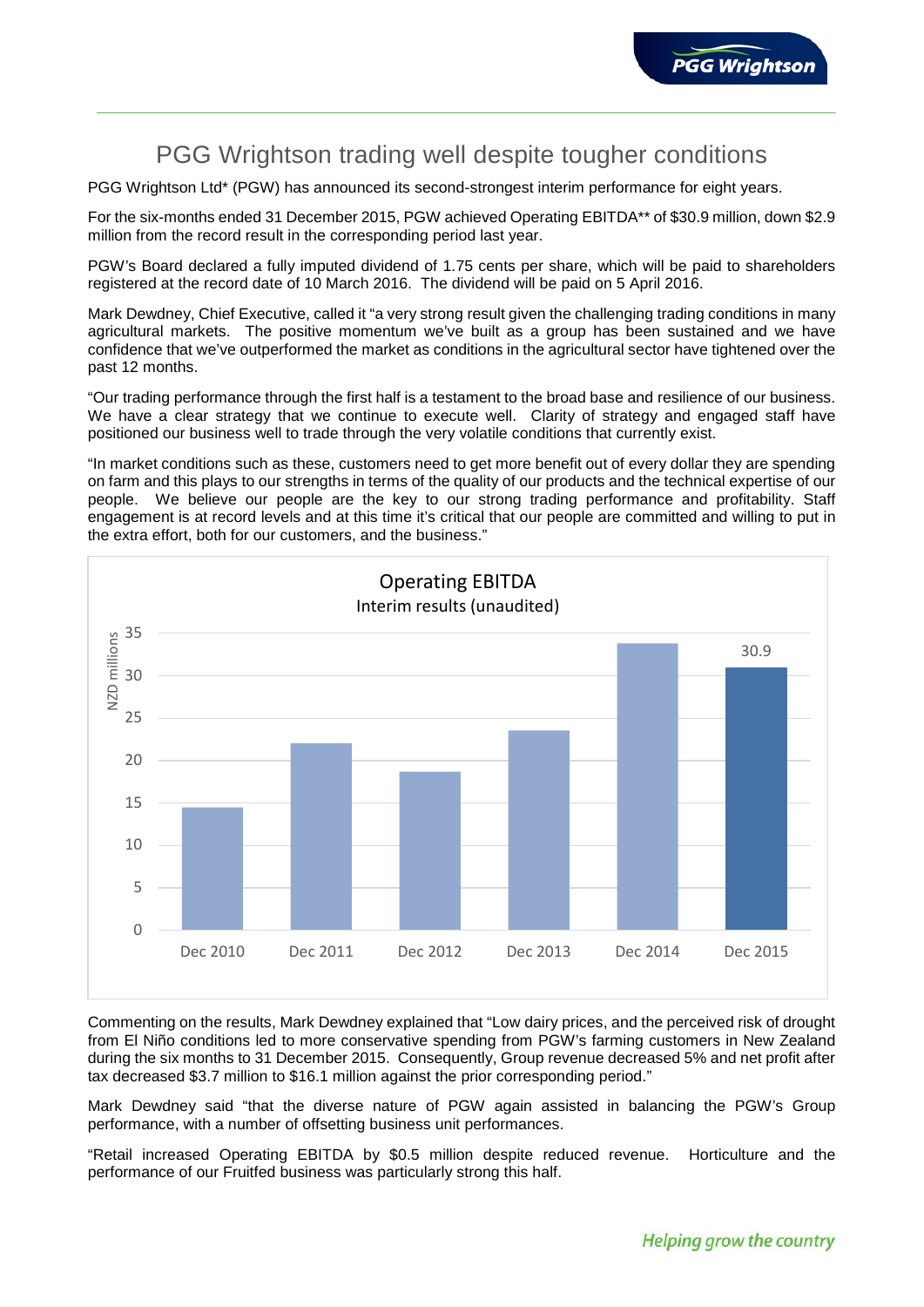# PGG Wrightson trading well despite tougher conditions

PGG Wrightson Ltd* (PGW) has announced its second-strongest interim performance for eight years.

For the six-months ended 31 December 2015, PGW achieved Operating EBITDA** of $30.9 million, down $2.9 million from the record result in the corresponding period last year.

PGW's Board declared a fully imputed dividend of 1.75 cents per share, which will be paid to shareholders registered at the record date of 10 March 2016. The dividend will be paid on 5 April 2016.

Mark Dewdney, Chief Executive, called it "a very strong result given the challenging trading conditions in many agricultural markets. The positive momentum we've built as a group has been sustained and we have confidence that we've outperformed the market as conditions in the agricultural sector have tightened over the past 12 months.

"Our trading performance through the first half is a testament to the broad base and resilience of our business. We have a clear strategy that we continue to execute well. Clarity of strategy and engaged staff have positioned our business well to trade through the very volatile conditions that currently exist.

"In market conditions such as these, customers need to get more benefit out of every dollar they are spending on farm and this plays to our strengths in terms of the quality of our products and the technical expertise of our people. We believe our people are the key to our strong trading performance and profitability. Staff engagement is at record levels and at this time it's critical that our people are committed and willing to put in the extra effort, both for our customers, and the business."

**Operating EBITDA**
Interim results (unaudited)

| Period | Operating EBITDA (NZD millions) |
|---|---|
| Dec 2010 | |
| Dec 2011 | |
| Dec 2012 | |
| Dec 2013 | |
| Dec 2014 | |
| Dec 2015 | 30.9 |

Commenting on the results, Mark Dewdney explained that "Low dairy prices, and the perceived risk of drought from El Niño conditions led to more conservative spending from PGW's farming customers in New Zealand during the six months to 31 December 2015. Consequently, Group revenue decreased 5% and net profit after tax decreased $3.7 million to $16.1 million against the prior corresponding period."

Mark Dewdney said "that the diverse nature of PGW again assisted in balancing the PGW's Group performance, with a number of offsetting business unit performances.

"Retail increased Operating EBITDA by $0.5 million despite reduced revenue. Horticulture and the performance of our Fruitfed business was particularly strong this half.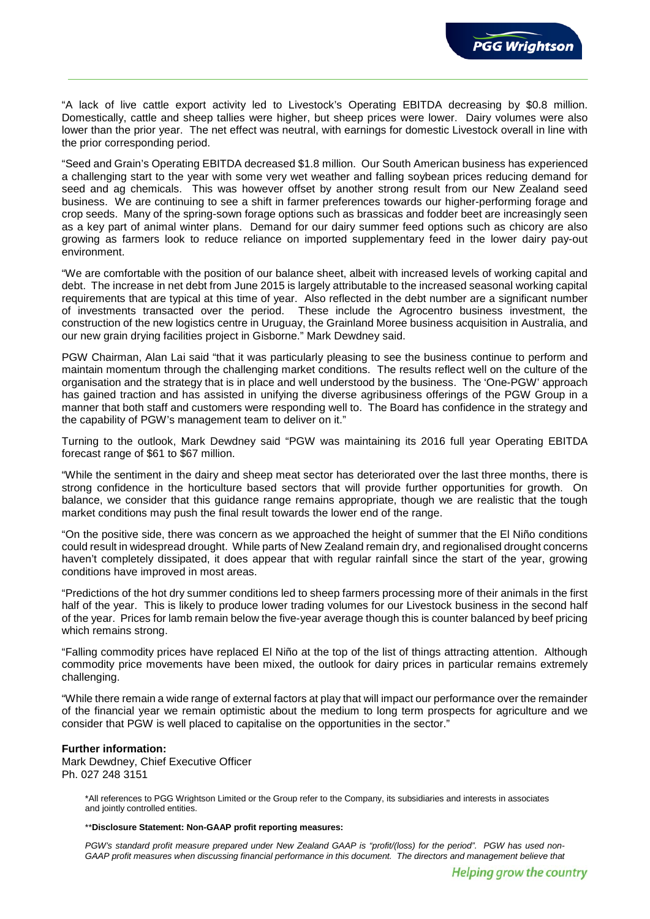"A lack of live cattle export activity led to Livestock's Operating EBITDA decreasing by $0.8 million. Domestically, cattle and sheep tallies were higher, but sheep prices were lower. Dairy volumes were also lower than the prior year. The net effect was neutral, with earnings for domestic Livestock overall in line with the prior corresponding period.

"Seed and Grain's Operating EBITDA decreased $1.8 million. Our South American business has experienced a challenging start to the year with some very wet weather and falling soybean prices reducing demand for seed and ag chemicals. This was however offset by another strong result from our New Zealand seed business. We are continuing to see a shift in farmer preferences towards our higher-performing forage and crop seeds. Many of the spring-sown forage options such as brassicas and fodder beet are increasingly seen as a key part of animal winter plans. Demand for our dairy summer feed options such as chicory are also growing as farmers look to reduce reliance on imported supplementary feed in the lower dairy pay-out environment.

"We are comfortable with the position of our balance sheet, albeit with increased levels of working capital and debt. The increase in net debt from June 2015 is largely attributable to the increased seasonal working capital requirements that are typical at this time of year. Also reflected in the debt number are a significant number of investments transacted over the period. These include the Agrocentro business investment, the construction of the new logistics centre in Uruguay, the Grainland Moree business acquisition in Australia, and our new grain drying facilities project in Gisborne." Mark Dewdney said.

PGW Chairman, Alan Lai said "that it was particularly pleasing to see the business continue to perform and maintain momentum through the challenging market conditions. The results reflect well on the culture of the organisation and the strategy that is in place and well understood by the business. The 'One-PGW' approach has gained traction and has assisted in unifying the diverse agribusiness offerings of the PGW Group in a manner that both staff and customers were responding well to. The Board has confidence in the strategy and the capability of PGW's management team to deliver on it."

Turning to the outlook, Mark Dewdney said "PGW was maintaining its 2016 full year Operating EBITDA forecast range of $61 to $67 million.

"While the sentiment in the dairy and sheep meat sector has deteriorated over the last three months, there is strong confidence in the horticulture based sectors that will provide further opportunities for growth. On balance, we consider that this guidance range remains appropriate, though we are realistic that the tough market conditions may push the final result towards the lower end of the range.

"On the positive side, there was concern as we approached the height of summer that the El Niño conditions could result in widespread drought. While parts of New Zealand remain dry, and regionalised drought concerns haven't completely dissipated, it does appear that with regular rainfall since the start of the year, growing conditions have improved in most areas.

"Predictions of the hot dry summer conditions led to sheep farmers processing more of their animals in the first half of the year. This is likely to produce lower trading volumes for our Livestock business in the second half of the year. Prices for lamb remain below the five-year average though this is counter balanced by beef pricing which remains strong.

"Falling commodity prices have replaced El Niño at the top of the list of things attracting attention. Although commodity price movements have been mixed, the outlook for dairy prices in particular remains extremely challenging.

"While there remain a wide range of external factors at play that will impact our performance over the remainder of the financial year we remain optimistic about the medium to long term prospects for agriculture and we consider that PGW is well placed to capitalise on the opportunities in the sector."

**Further information:**
Mark Dewdney, Chief Executive Officer
Ph. 027 248 3151

*All references to PGG Wrightson Limited or the Group refer to the Company, its subsidiaries and interests in associates and jointly controlled entities.

****Disclosure Statement: Non-GAAP profit reporting measures:**

*PGW's standard profit measure prepared under New Zealand GAAP is "profit/(loss) for the period". PGW has used non-GAAP profit measures when discussing financial performance in this document. The directors and management believe that*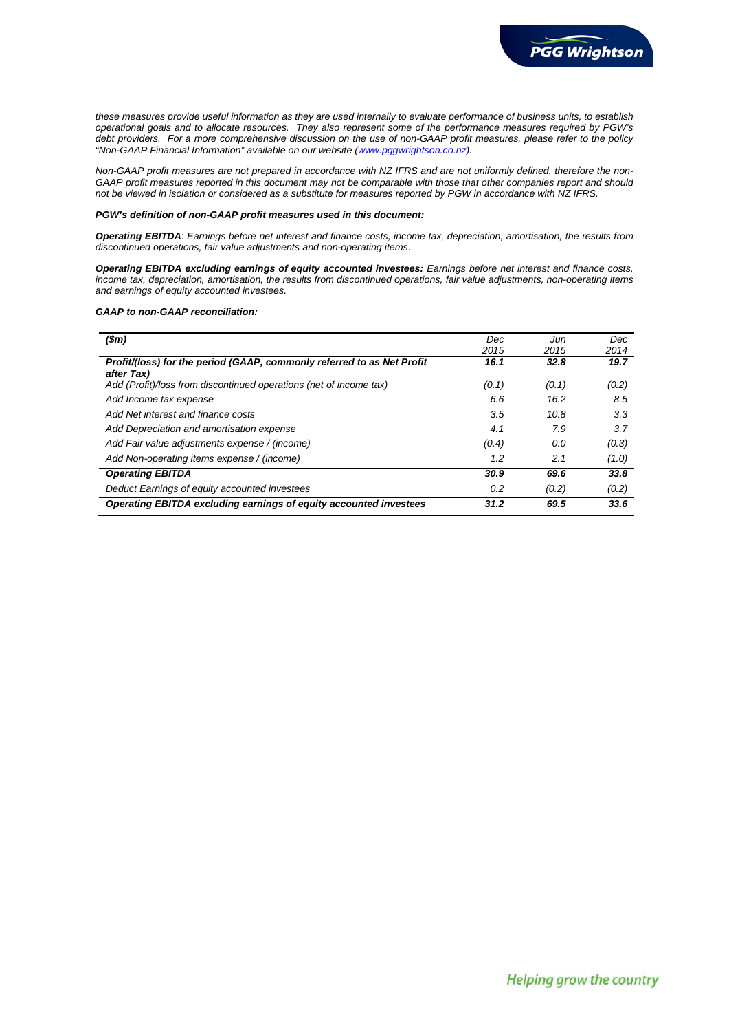*these measures provide useful information as they are used internally to evaluate performance of business units, to establish operational goals and to allocate resources. They also represent some of the performance measures required by PGW's debt providers. For a more comprehensive discussion on the use of non-GAAP profit measures, please refer to the policy "Non-GAAP Financial Information" available on our website (www.pggwrightson.co.nz).*

*Non-GAAP profit measures are not prepared in accordance with NZ IFRS and are not uniformly defined, therefore the non-GAAP profit measures reported in this document may not be comparable with those that other companies report and should not be viewed in isolation or considered as a substitute for measures reported by PGW in accordance with NZ IFRS.*

***PGW's definition of non-GAAP profit measures used in this document:***

***Operating EBITDA**: Earnings before net interest and finance costs, income tax, depreciation, amortisation, the results from discontinued operations, fair value adjustments and non-operating items.*

***Operating EBITDA excluding earnings of equity accounted investees:** Earnings before net interest and finance costs, income tax, depreciation, amortisation, the results from discontinued operations, fair value adjustments, non-operating items and earnings of equity accounted investees.*

***GAAP to non-GAAP reconciliation:***

| ($m) | Dec 2015 | Jun 2015 | Dec 2014 |
|---|---|---|---|
| **Profit/(loss) for the period (GAAP, commonly referred to as Net Profit after Tax)** | **16.1** | **32.8** | **19.7** |
| Add (Profit)/loss from discontinued operations (net of income tax) | (0.1) | (0.1) | (0.2) |
| Add Income tax expense | 6.6 | 16.2 | 8.5 |
| Add Net interest and finance costs | 3.5 | 10.8 | 3.3 |
| Add Depreciation and amortisation expense | 4.1 | 7.9 | 3.7 |
| Add Fair value adjustments expense / (income) | (0.4) | 0.0 | (0.3) |
| Add Non-operating items expense / (income) | 1.2 | 2.1 | (1.0) |
| **Operating EBITDA** | **30.9** | **69.6** | **33.8** |
| Deduct Earnings of equity accounted investees | 0.2 | (0.2) | (0.2) |
| **Operating EBITDA excluding earnings of equity accounted investees** | **31.2** | **69.5** | **33.6** |